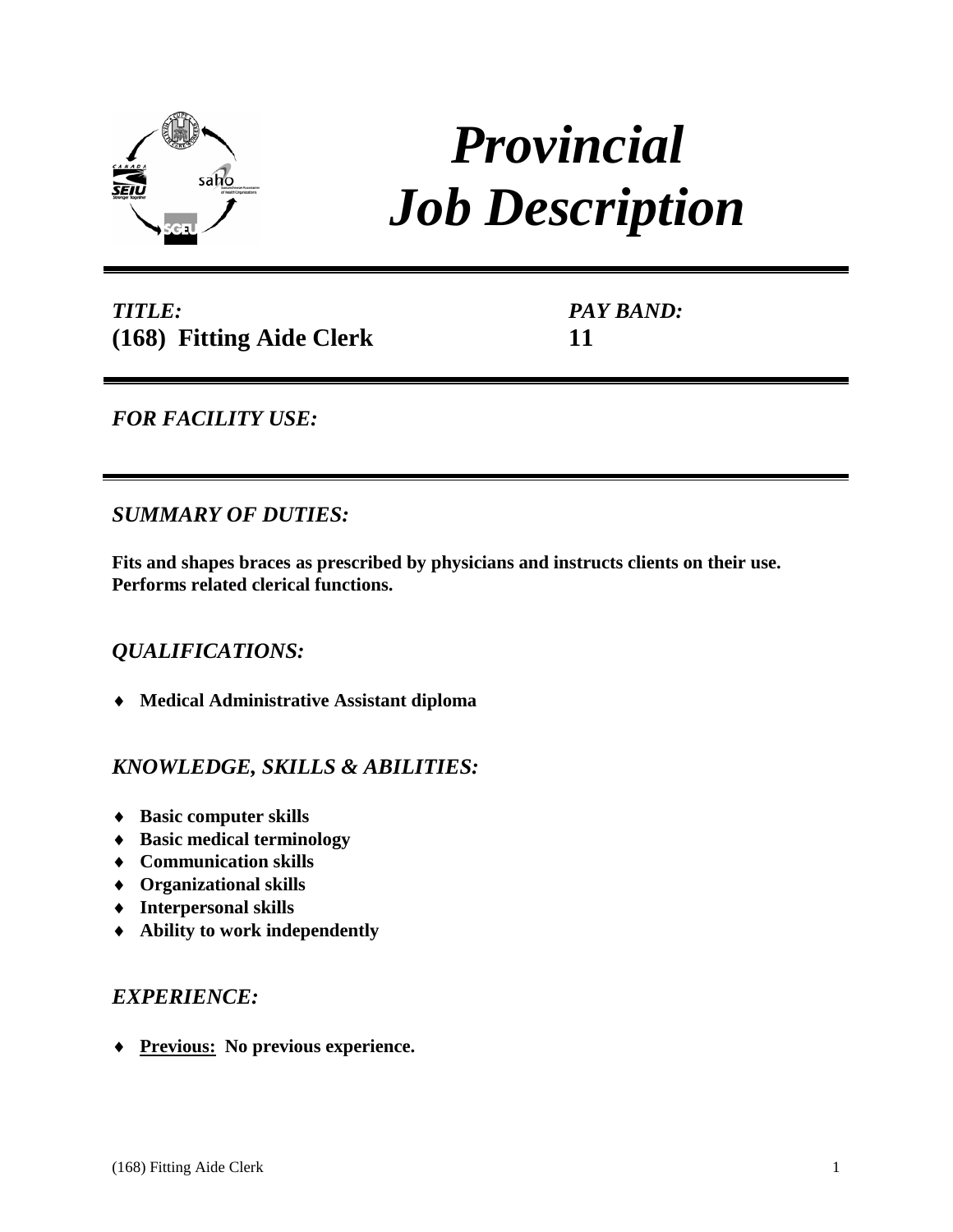# Provincial Job Description

***TITLE:***
**(168) Fitting Aide Clerk**

***PAY BAND:***
**11**

## *FOR FACILITY USE:*

## *SUMMARY OF DUTIES:*

**Fits and shapes braces as prescribed by physicians and instructs clients on their use. Performs related clerical functions.**

## *QUALIFICATIONS:*

- **Medical Administrative Assistant diploma**

## *KNOWLEDGE, SKILLS & ABILITIES:*

- **Basic computer skills**
- **Basic medical terminology**
- **Communication skills**
- **Organizational skills**
- **Interpersonal skills**
- **Ability to work independently**

## *EXPERIENCE:*

- **<u>Previous:</u> No previous experience.**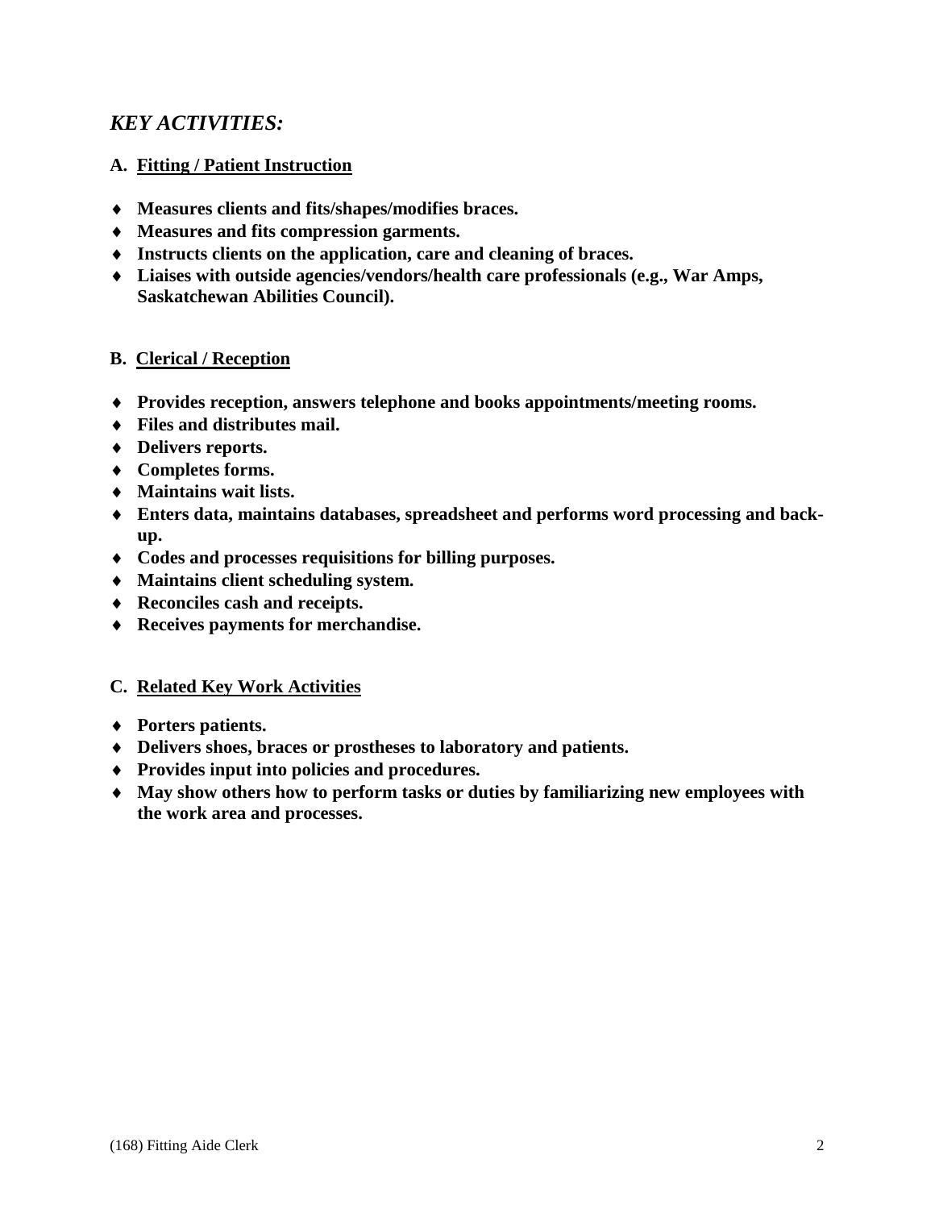## *KEY ACTIVITIES:*

### A. Fitting / Patient Instruction

- **Measures clients and fits/shapes/modifies braces.**
- **Measures and fits compression garments.**
- **Instructs clients on the application, care and cleaning of braces.**
- **Liaises with outside agencies/vendors/health care professionals (e.g., War Amps, Saskatchewan Abilities Council).**

### B. Clerical / Reception

- **Provides reception, answers telephone and books appointments/meeting rooms.**
- **Files and distributes mail.**
- **Delivers reports.**
- **Completes forms.**
- **Maintains wait lists.**
- **Enters data, maintains databases, spreadsheet and performs word processing and back-up.**
- **Codes and processes requisitions for billing purposes.**
- **Maintains client scheduling system.**
- **Reconciles cash and receipts.**
- **Receives payments for merchandise.**

### C. Related Key Work Activities

- **Porters patients.**
- **Delivers shoes, braces or prostheses to laboratory and patients.**
- **Provides input into policies and procedures.**
- **May show others how to perform tasks or duties by familiarizing new employees with the work area and processes.**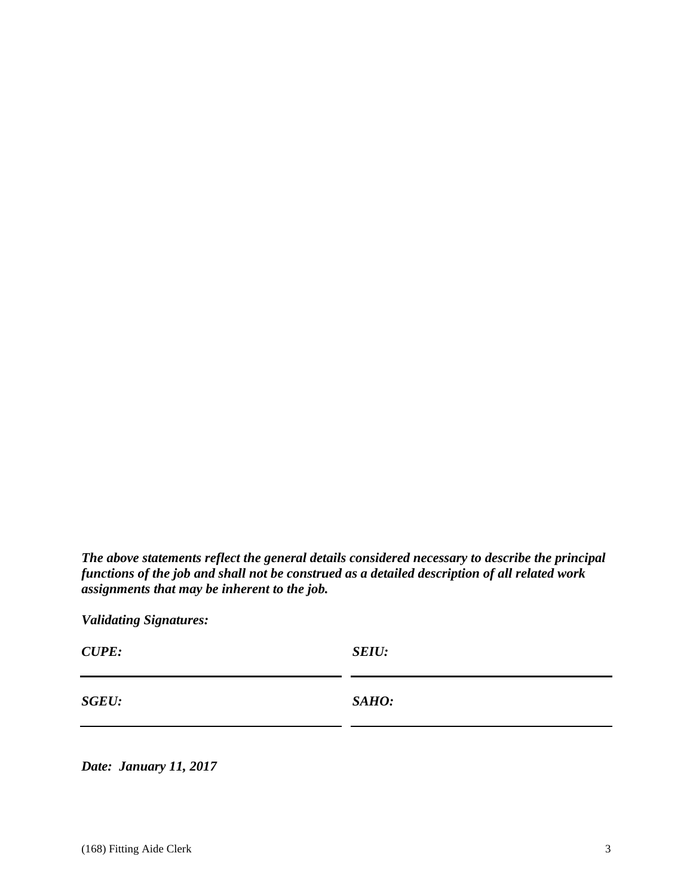***The above statements reflect the general details considered necessary to describe the principal functions of the job and shall not be construed as a detailed description of all related work assignments that may be inherent to the job.***

***Validating Signatures:***

| | |
|---|---|
| ***CUPE:*** | ***SEIU:*** |
| ______________________________ | ______________________________ |
| ***SGEU:*** | ***SAHO:*** |
| ______________________________ | ______________________________ |

***Date: January 11, 2017***